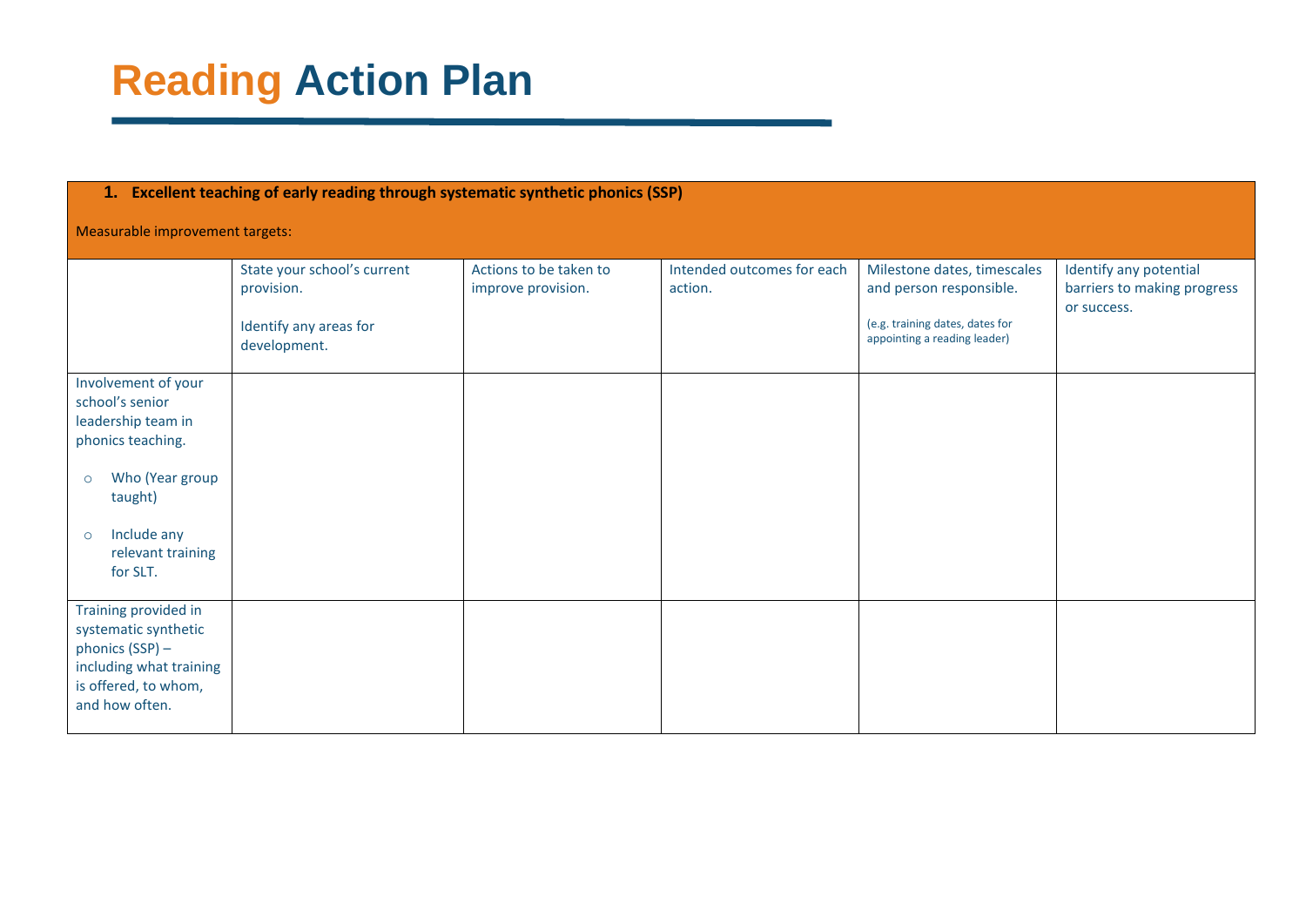# Reading Action Plan

**1. Excellent teaching of early reading through systematic synthetic phonics (SSP)**

Measurable improvement targets:

| | State your school's current provision.<br><br>Identify any areas for development. | Actions to be taken to improve provision. | Intended outcomes for each action. | Milestone dates, timescales and person responsible.<br><br>(e.g. training dates, dates for appointing a reading leader) | Identify any potential barriers to making progress or success. |
|---|---|---|---|---|---|
| Involvement of your school's senior leadership team in phonics teaching.<br><br>○ Who (Year group taught)<br><br>○ Include any relevant training for SLT. | | | | | |
| Training provided in systematic synthetic phonics (SSP) – including what training is offered, to whom, and how often. | | | | | |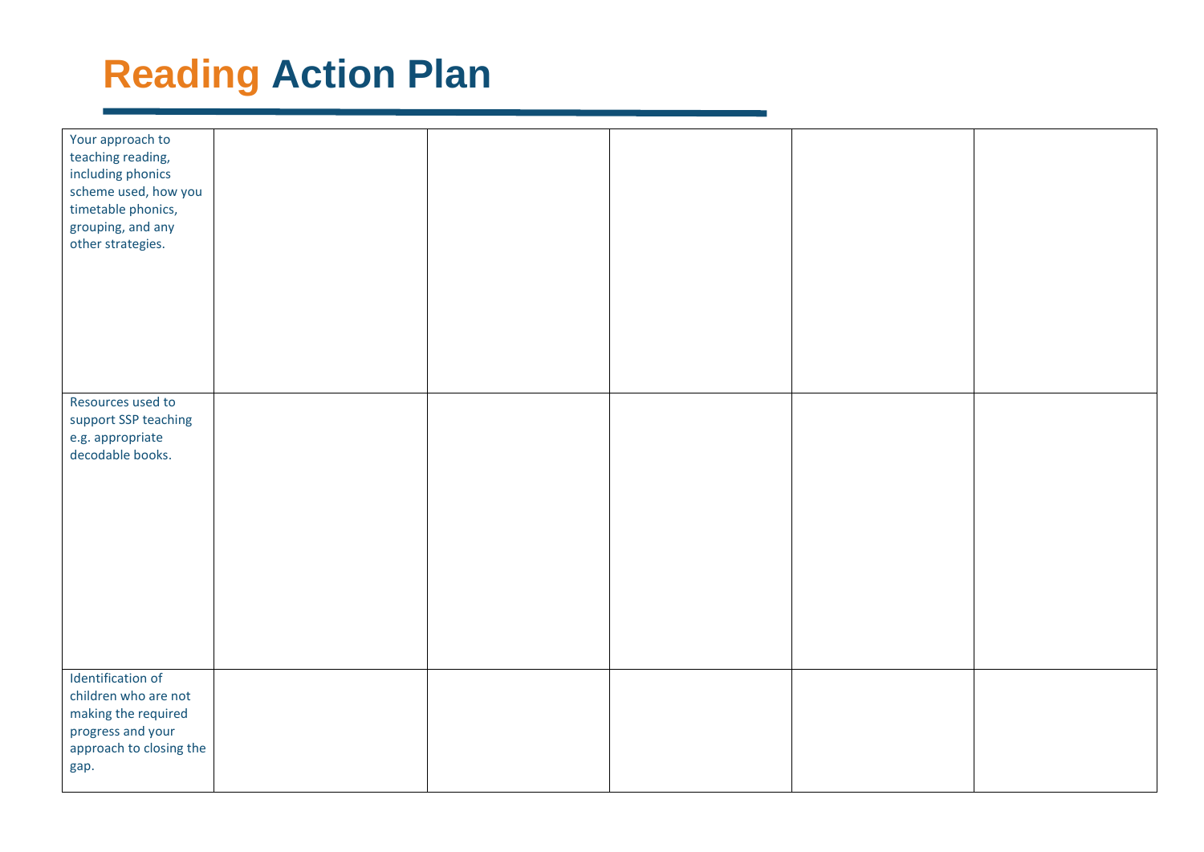# Reading Action Plan

| | | | | | |
|---|---|---|---|---|---|
| Your approach to teaching reading, including phonics scheme used, how you timetable phonics, grouping, and any other strategies. | | | | | |
| Resources used to support SSP teaching e.g. appropriate decodable books. | | | | | |
| Identification of children who are not making the required progress and your approach to closing the gap. | | | | | |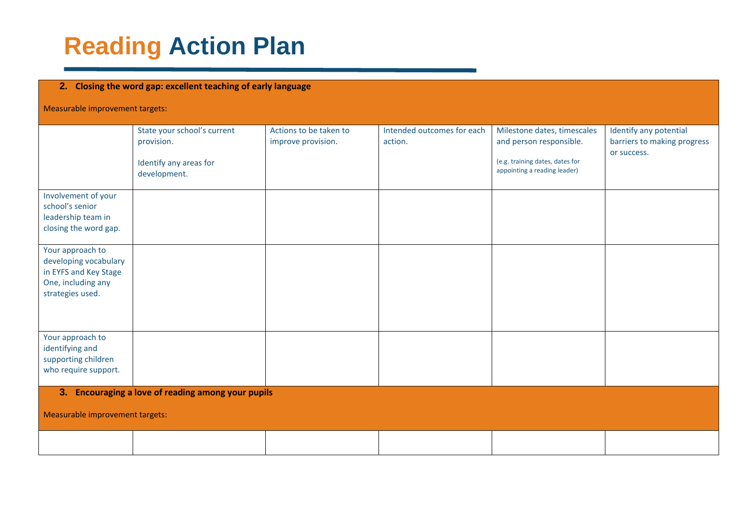# Reading Action Plan

| **2. Closing the word gap: excellent teaching of early language**<br><br>Measurable improvement targets: | | | | | |
|---|---|---|---|---|---|
| | State your school's current provision.<br><br>Identify any areas for development. | Actions to be taken to improve provision. | Intended outcomes for each action. | Milestone dates, timescales and person responsible.<br><br>(e.g. training dates, dates for appointing a reading leader) | Identify any potential barriers to making progress or success. |
| Involvement of your school's senior leadership team in closing the word gap. | | | | | |
| Your approach to developing vocabulary in EYFS and Key Stage One, including any strategies used. | | | | | |
| Your approach to identifying and supporting children who require support. | | | | | |
| **3. Encouraging a love of reading among your pupils**<br><br>Measurable improvement targets: | | | | | |
| | | | | | |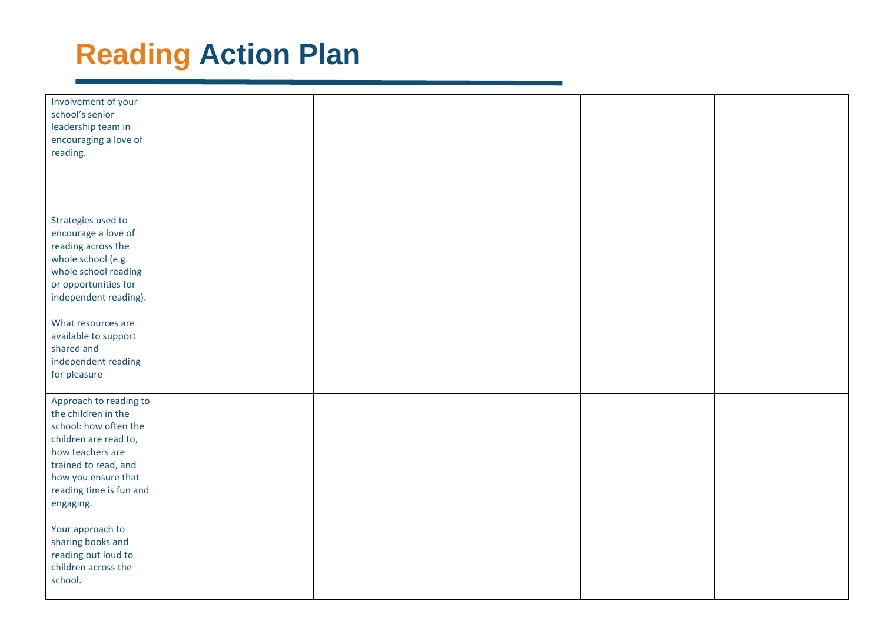# Reading Action Plan

| | | | | | |
|---|---|---|---|---|---|
| Involvement of your school's senior leadership team in encouraging a love of reading. | | | | | |
| Strategies used to encourage a love of reading across the whole school (e.g. whole school reading or opportunities for independent reading).<br><br>What resources are available to support shared and independent reading for pleasure | | | | | |
| Approach to reading to the children in the school: how often the children are read to, how teachers are trained to read, and how you ensure that reading time is fun and engaging.<br><br>Your approach to sharing books and reading out loud to children across the school. | | | | | |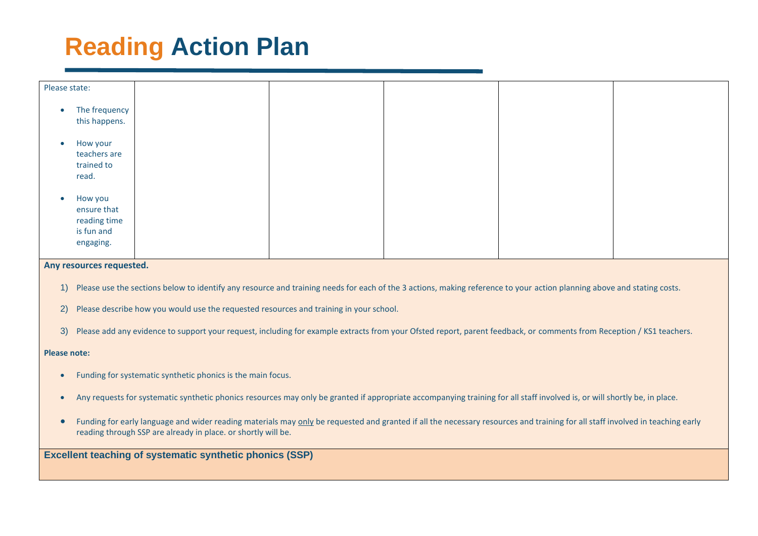# Reading Action Plan

| Please state:<br><br>• The frequency this happens.<br><br>• How your teachers are trained to read.<br><br>• How you ensure that reading time is fun and engaging. | | | | | |
|---|---|---|---|---|---|

**Any resources requested.**

1) Please use the sections below to identify any resource and training needs for each of the 3 actions, making reference to your action planning above and stating costs.
2) Please describe how you would use the requested resources and training in your school.
3) Please add any evidence to support your request, including for example extracts from your Ofsted report, parent feedback, or comments from Reception / KS1 teachers.

**Please note:**

- Funding for systematic synthetic phonics is the main focus.
- Any requests for systematic synthetic phonics resources may only be granted if appropriate accompanying training for all staff involved is, or will shortly be, in place.
- Funding for early language and wider reading materials may only be requested and granted if all the necessary resources and training for all staff involved in teaching early reading through SSP are already in place. or shortly will be.

**Excellent teaching of systematic synthetic phonics (SSP)**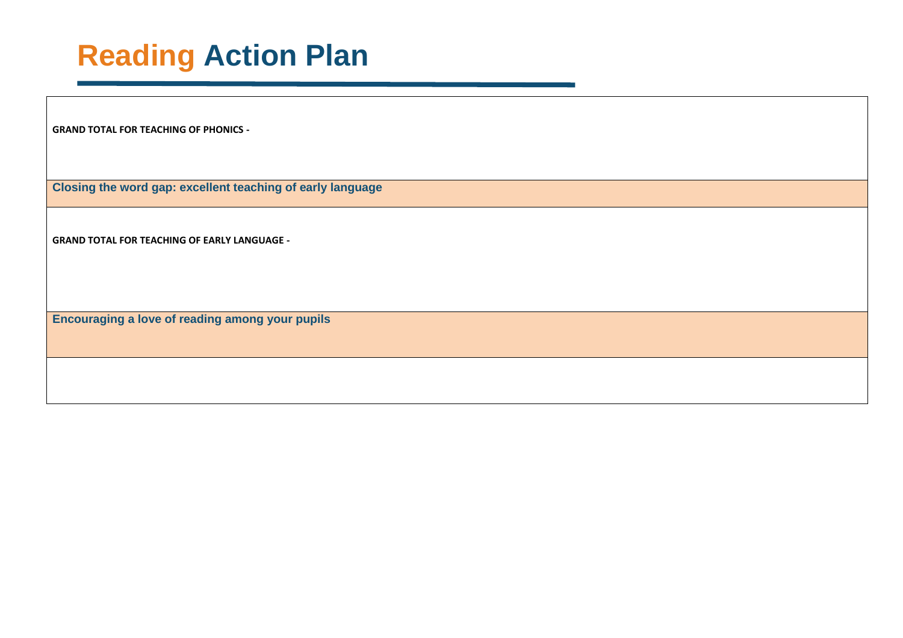# Reading Action Plan

| |
|---|
| **GRAND TOTAL FOR TEACHING OF PHONICS -** |
| **Closing the word gap: excellent teaching of early language** |
| **GRAND TOTAL FOR TEACHING OF EARLY LANGUAGE -** |
| **Encouraging a love of reading among your pupils** |
| |